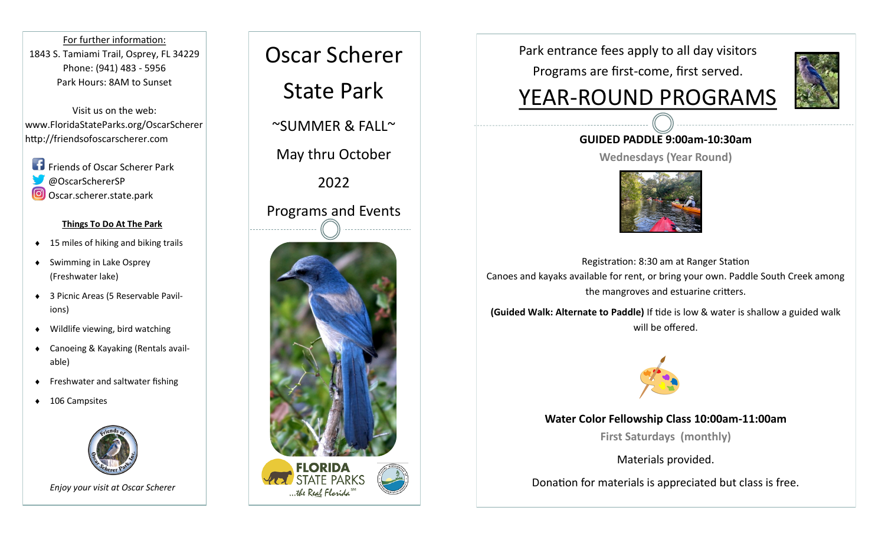For further information:

1843 S. Tamiami Trail, Osprey, FL 34229

Phone: (941) 483 - 5956

Park Hours: 8AM to Sunset

Visit us on the web:

www.FloridaStateParks.org/OscarScherer

http://friendsofoscarscherer.com

Friends of Oscar Scherer Park

@OscarSchererSP

Oscar.scherer.state.park

**Things To Do At The Park**

- 15 miles of hiking and biking trails
- Swimming in Lake Osprey (Freshwater lake)
- 3 Picnic Areas (5 Reservable Pavilions)
- Wildlife viewing, bird watching
- Canoeing & Kayaking (Rentals available)
- Freshwater and saltwater fishing
- 106 Campsites

*Enjoy your visit at Oscar Scherer*

# Oscar Scherer State Park

~SUMMER & FALL~

May thru October

2022

Programs and Events

FLORIDA STATE PARKS

...the Real Florida℠

Park entrance fees apply to all day visitors

Programs are first-come, first served.

# YEAR-ROUND PROGRAMS

**GUIDED PADDLE 9:00am-10:30am**

**Wednesdays (Year Round)**

Registration: 8:30 am at Ranger Station

Canoes and kayaks available for rent, or bring your own. Paddle South Creek among the mangroves and estuarine critters.

**(Guided Walk: Alternate to Paddle)** If tide is low & water is shallow a guided walk will be offered.

**Water Color Fellowship Class 10:00am-11:00am**

**First Saturdays (monthly)**

Materials provided.

Donation for materials is appreciated but class is free.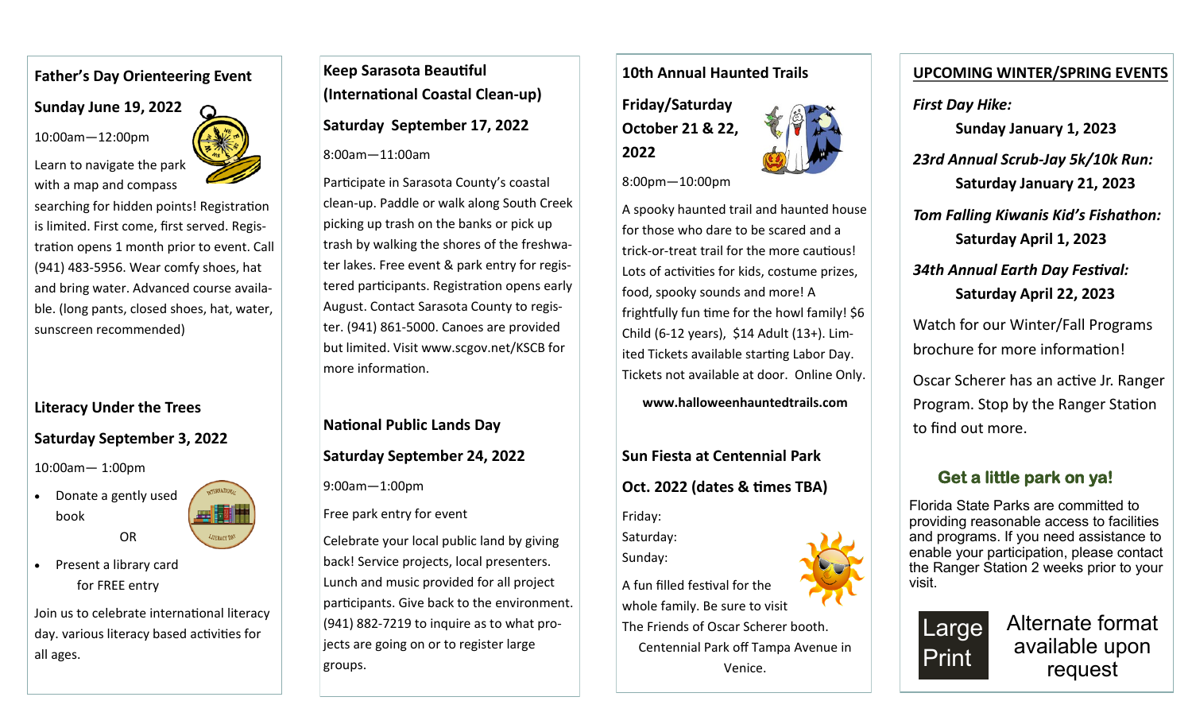### Father's Day Orienteering Event

**Sunday June 19, 2022**

10:00am—12:00pm

Learn to navigate the park with a map and compass searching for hidden points! Registration is limited. First come, first served. Registration opens 1 month prior to event. Call (941) 483-5956. Wear comfy shoes, hat and bring water. Advanced course available. (long pants, closed shoes, hat, water, sunscreen recommended)

### Literacy Under the Trees

**Saturday September 3, 2022**

10:00am— 1:00pm

- Donate a gently used book

  OR

- Present a library card for FREE entry

Join us to celebrate international literacy day. various literacy based activities for all ages.

### Keep Sarasota Beautiful (International Coastal Clean-up)

**Saturday September 17, 2022**

8:00am—11:00am

Participate in Sarasota County's coastal clean-up. Paddle or walk along South Creek picking up trash on the banks or pick up trash by walking the shores of the freshwater lakes. Free event & park entry for registered participants. Registration opens early August. Contact Sarasota County to register. (941) 861-5000. Canoes are provided but limited. Visit www.scgov.net/KSCB for more information.

### National Public Lands Day

**Saturday September 24, 2022**

9:00am—1:00pm

Free park entry for event

Celebrate your local public land by giving back! Service projects, local presenters. Lunch and music provided for all project participants. Give back to the environment. (941) 882-7219 to inquire as to what projects are going on or to register large groups.

### 10th Annual Haunted Trails

**Friday/Saturday October 21 & 22, 2022**

8:00pm—10:00pm

A spooky haunted trail and haunted house for those who dare to be scared and a trick-or-treat trail for the more cautious! Lots of activities for kids, costume prizes, food, spooky sounds and more! A frightfully fun time for the howl family! $6 Child (6-12 years), $14 Adult (13+). Limited Tickets available starting Labor Day. Tickets not available at door. Online Only.

**www.halloweenhauntedtrails.com**

### Sun Fiesta at Centennial Park

**Oct. 2022 (dates & times TBA)**

Friday:

Saturday:

Sunday:

A fun filled festival for the whole family. Be sure to visit The Friends of Oscar Scherer booth. Centennial Park off Tampa Avenue in Venice.

### UPCOMING WINTER/SPRING EVENTS

***First Day Hike:***
**Sunday January 1, 2023**

***23rd Annual Scrub-Jay 5k/10k Run:***
**Saturday January 21, 2023**

***Tom Falling Kiwanis Kid's Fishathon:***
**Saturday April 1, 2023**

***34th Annual Earth Day Festival:***
**Saturday April 22, 2023**

Watch for our Winter/Fall Programs brochure for more information!

Oscar Scherer has an active Jr. Ranger Program. Stop by the Ranger Station to find out more.

**Get a little park on ya!**

Florida State Parks are committed to providing reasonable access to facilities and programs. If you need assistance to enable your participation, please contact the Ranger Station 2 weeks prior to your visit.

Large Print

Alternate format available upon request